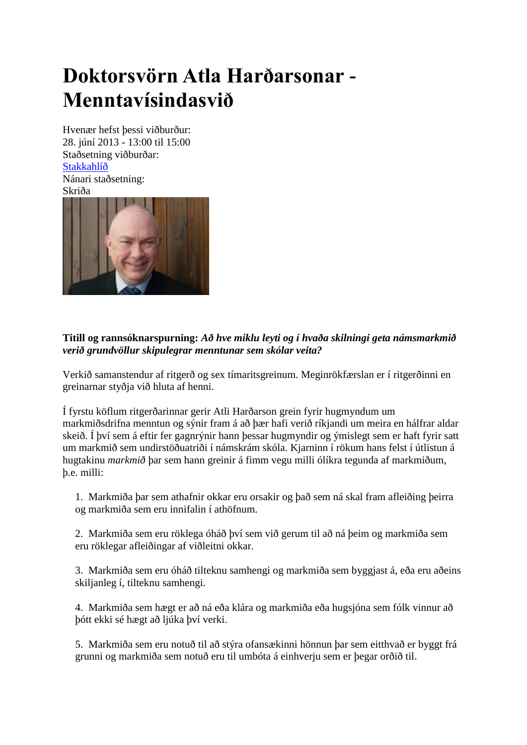# Doktorsvörn Atla Harðarsonar - Menntavísindasvið

Hvenær hefst þessi viðburður:
28. júní 2013 - 13:00 til 15:00
Staðsetning viðburðar:
Stakkahlíð
Nánari staðsetning:
Skriða

**Titill og rannsóknarspurning:** ***Að hve miklu leyti og í hvaða skilningi geta námsmarkmið verið grundvöllur skipulegrar menntunar sem skólar veita?***

Verkið samanstendur af ritgerð og sex tímaritsgreinum. Meginrökfærslan er í ritgerðinni en greinarnar styðja við hluta af henni.

Í fyrstu köflum ritgerðarinnar gerir Atli Harðarson grein fyrir hugmyndum um markmiðsdrifna menntun og sýnir fram á að þær hafi verið ríkjandi um meira en hálfrar aldar skeið. Í því sem á eftir fer gagnrýnir hann þessar hugmyndir og ýmislegt sem er haft fyrir satt um markmið sem undirstöðuatriði í námskrám skóla. Kjarninn í rökum hans felst í útlistun á hugtakinu *markmið* þar sem hann greinir á fimm vegu milli ólíkra tegunda af markmiðum, þ.e. milli:

1. Markmiða þar sem athafnir okkar eru orsakir og það sem ná skal fram afleiðing þeirra og markmiða sem eru innifalin í athöfnum.

2. Markmiða sem eru röklega óháð því sem við gerum til að ná þeim og markmiða sem eru röklegar afleiðingar af viðleitni okkar.

3. Markmiða sem eru óháð tilteknu samhengi og markmiða sem byggjast á, eða eru aðeins skiljanleg í, tilteknu samhengi.

4. Markmiða sem hægt er að ná eða klára og markmiða eða hugsjóna sem fólk vinnur að þótt ekki sé hægt að ljúka því verki.

5. Markmiða sem eru notuð til að stýra ofansækinni hönnun þar sem eitthvað er byggt frá grunni og markmiða sem notuð eru til umbóta á einhverju sem er þegar orðið til.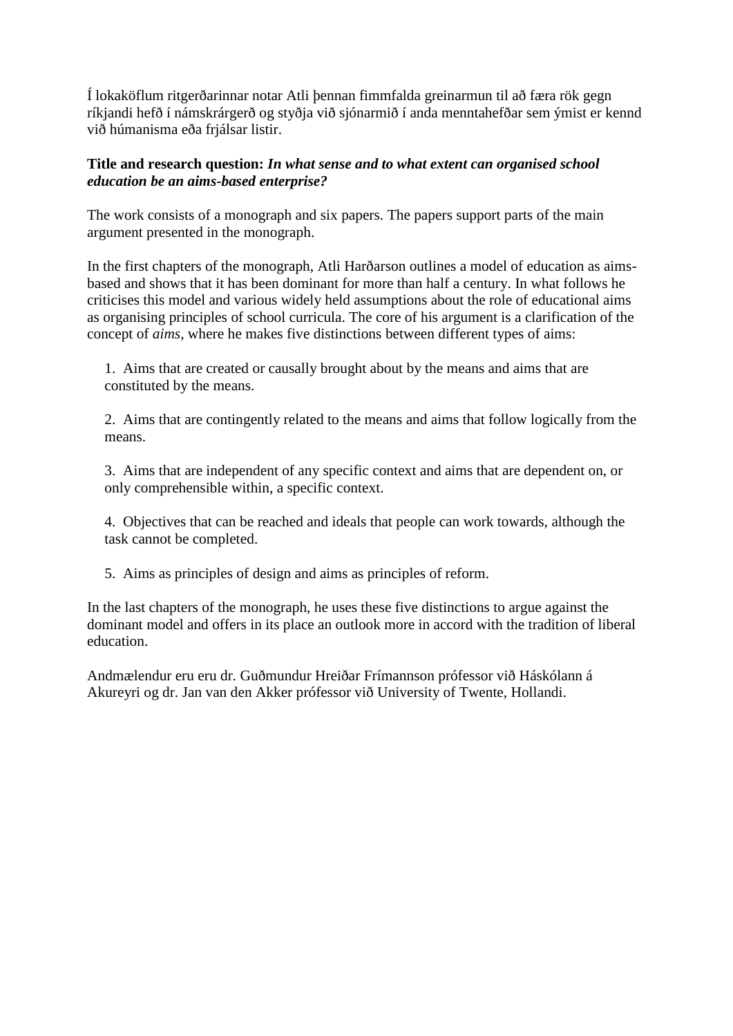Í lokaköflum ritgerðarinnar notar Atli þennan fimmfalda greinarmun til að færa rök gegn ríkjandi hefð í námskrárgerð og styðja við sjónarmið í anda menntahefðar sem ýmist er kennd við húmanisma eða frjálsar listir.

**Title and research question:** ***In what sense and to what extent can organised school education be an aims-based enterprise?***

The work consists of a monograph and six papers. The papers support parts of the main argument presented in the monograph.

In the first chapters of the monograph, Atli Harðarson outlines a model of education as aims-based and shows that it has been dominant for more than half a century. In what follows he criticises this model and various widely held assumptions about the role of educational aims as organising principles of school curricula. The core of his argument is a clarification of the concept of *aims*, where he makes five distinctions between different types of aims:

1. Aims that are created or causally brought about by the means and aims that are constituted by the means.

2. Aims that are contingently related to the means and aims that follow logically from the means.

3. Aims that are independent of any specific context and aims that are dependent on, or only comprehensible within, a specific context.

4. Objectives that can be reached and ideals that people can work towards, although the task cannot be completed.

5. Aims as principles of design and aims as principles of reform.

In the last chapters of the monograph, he uses these five distinctions to argue against the dominant model and offers in its place an outlook more in accord with the tradition of liberal education.

Andmælendur eru eru dr. Guðmundur Hreiðar Frímannson prófessor við Háskólann á Akureyri og dr. Jan van den Akker prófessor við University of Twente, Hollandi.